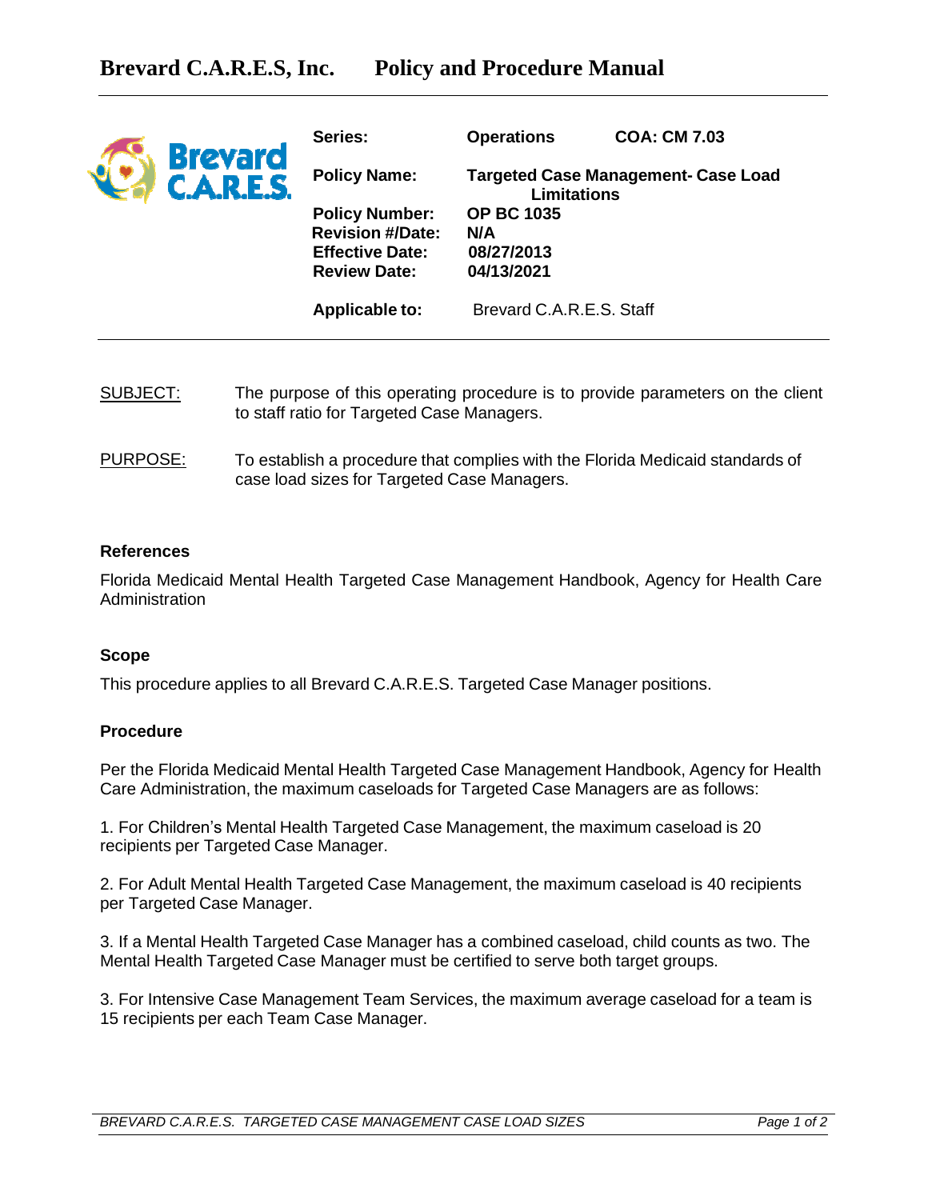# Brevard C.A.R.E.S, Inc. Policy and Procedure Manual

| | | |
|---|---|---|
| **Series:** | **Operations** | **COA: CM 7.03** |
| **Policy Name:** | **Targeted Case Management- Case Load Limitations** | |
| **Policy Number:** | **OP BC 1035** | |
| **Revision #/Date:** | **N/A** | |
| **Effective Date:** | **08/27/2013** | |
| **Review Date:** | **04/13/2021** | |
| **Applicable to:** | Brevard C.A.R.E.S. Staff | |

SUBJECT: The purpose of this operating procedure is to provide parameters on the client to staff ratio for Targeted Case Managers.

PURPOSE: To establish a procedure that complies with the Florida Medicaid standards of case load sizes for Targeted Case Managers.

**References**

Florida Medicaid Mental Health Targeted Case Management Handbook, Agency for Health Care Administration

**Scope**

This procedure applies to all Brevard C.A.R.E.S. Targeted Case Manager positions.

**Procedure**

Per the Florida Medicaid Mental Health Targeted Case Management Handbook, Agency for Health Care Administration, the maximum caseloads for Targeted Case Managers are as follows:

1. For Children's Mental Health Targeted Case Management, the maximum caseload is 20 recipients per Targeted Case Manager.

2. For Adult Mental Health Targeted Case Management, the maximum caseload is 40 recipients per Targeted Case Manager.

3. If a Mental Health Targeted Case Manager has a combined caseload, child counts as two. The Mental Health Targeted Case Manager must be certified to serve both target groups.

3. For Intensive Case Management Team Services, the maximum average caseload for a team is 15 recipients per each Team Case Manager.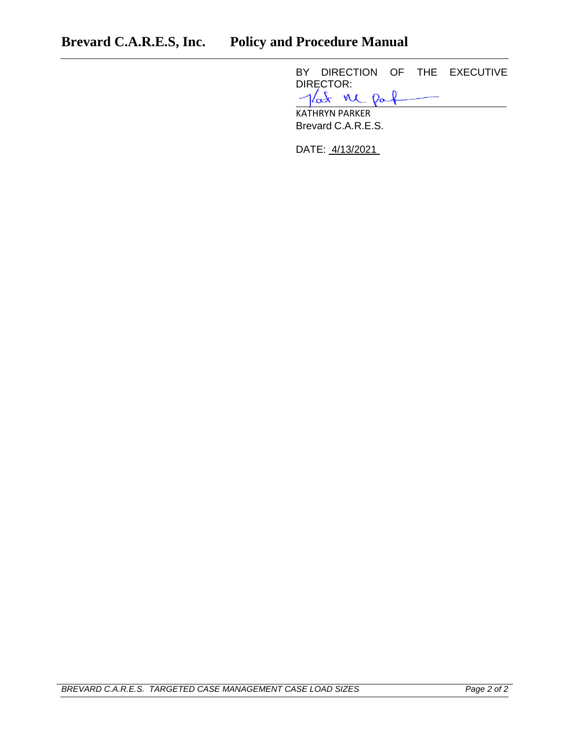BY DIRECTION OF THE EXECUTIVE DIRECTOR:

KATHRYN PARKER
Brevard C.A.R.E.S.

DATE: 4/13/2021